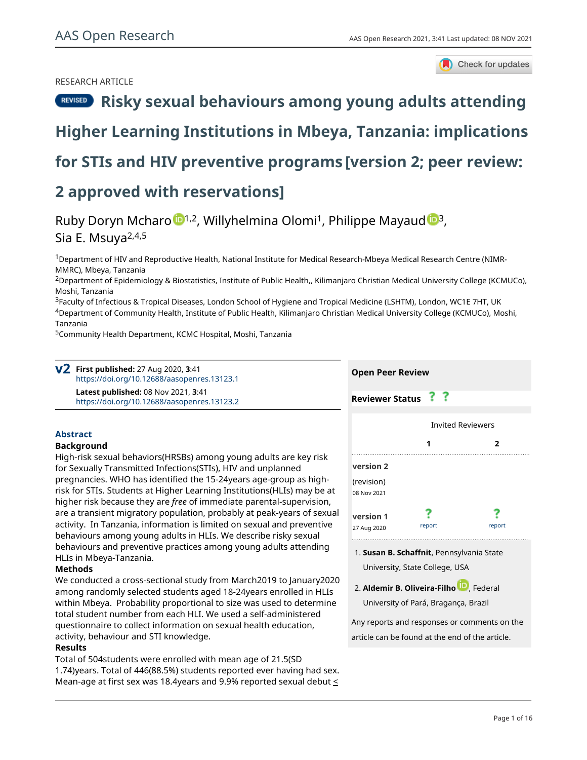RESEARCH ARTICLE

# REVISED Risky sexual behaviours among young adults attending Higher Learning Institutions in Mbeya, Tanzania: implications for STIs and HIV preventive programs [version 2; peer review: 2 approved with reservations]

Ruby Doryn Mcharo[1,2], Willyhelmina Olomi[1], Philippe Mayaud[3], Sia E. Msuya[2,4,5]

[1]Department of HIV and Reproductive Health, National Institute for Medical Research-Mbeya Medical Research Centre (NIMR-MMRC), Mbeya, Tanzania

[2]Department of Epidemiology & Biostatistics, Institute of Public Health,, Kilimanjaro Christian Medical University College (KCMUCo), Moshi, Tanzania

[3]Faculty of Infectious & Tropical Diseases, London School of Hygiene and Tropical Medicine (LSHTM), London, WC1E 7HT, UK

[4]Department of Community Health, Institute of Public Health, Kilimanjaro Christian Medical University College (KCMUCo), Moshi, Tanzania

[5]Community Health Department, KCMC Hospital, Moshi, Tanzania

**v2** **First published:** 27 Aug 2020, **3**:41
https://doi.org/10.12688/aasopenres.13123.1

**Latest published:** 08 Nov 2021, **3**:41
https://doi.org/10.12688/aasopenres.13123.2

## Abstract

### Background

High-risk sexual behaviors(HRSBs) among young adults are key risk for Sexually Transmitted Infections(STIs), HIV and unplanned pregnancies. WHO has identified the 15-24years age-group as high-risk for STIs. Students at Higher Learning Institutions(HLIs) may be at higher risk because they are *free* of immediate parental-supervision, are a transient migratory population, probably at peak-years of sexual activity. In Tanzania, information is limited on sexual and preventive behaviours among young adults in HLIs. We describe risky sexual behaviours and preventive practices among young adults attending HLIs in Mbeya-Tanzania.

### Methods

We conducted a cross-sectional study from March2019 to January2020 among randomly selected students aged 18-24years enrolled in HLIs within Mbeya. Probability proportional to size was used to determine total student number from each HLI. We used a self-administered questionnaire to collect information on sexual health education, activity, behaviour and STI knowledge.

### Results

Total of 504students were enrolled with mean age of 21.5(SD 1.74)years. Total of 446(88.5%) students reported ever having had sex. Mean-age at first sex was 18.4years and 9.9% reported sexual debut ≤

**Open Peer Review**

**Reviewer Status** ? ?

| | Invited Reviewers | |
|---|---|---|
| | **1** | **2** |
| **version 2** (revision) 08 Nov 2021 | | |
| **version 1** 27 Aug 2020 | ? report | ? report |

1. **Susan B. Schaffnit**, Pennsylvania State University, State College, USA

2. **Aldemir B. Oliveira-Filho**, Federal University of Pará, Bragança, Brazil

Any reports and responses or comments on the article can be found at the end of the article.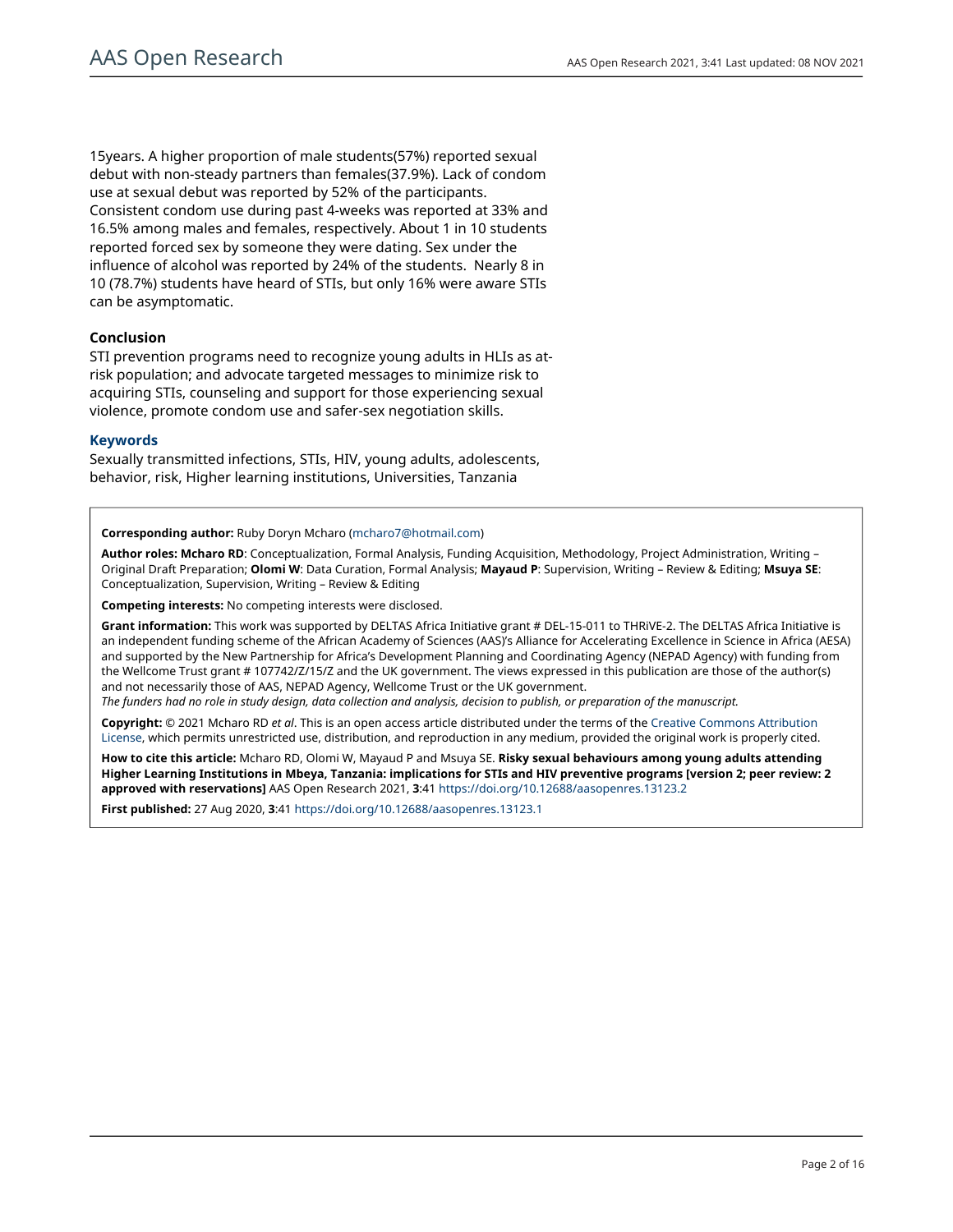15years. A higher proportion of male students(57%) reported sexual debut with non-steady partners than females(37.9%). Lack of condom use at sexual debut was reported by 52% of the participants. Consistent condom use during past 4-weeks was reported at 33% and 16.5% among males and females, respectively. About 1 in 10 students reported forced sex by someone they were dating. Sex under the influence of alcohol was reported by 24% of the students. Nearly 8 in 10 (78.7%) students have heard of STIs, but only 16% were aware STIs can be asymptomatic.

### Conclusion

STI prevention programs need to recognize young adults in HLIs as at-risk population; and advocate targeted messages to minimize risk to acquiring STIs, counseling and support for those experiencing sexual violence, promote condom use and safer-sex negotiation skills.

### Keywords

Sexually transmitted infections, STIs, HIV, young adults, adolescents, behavior, risk, Higher learning institutions, Universities, Tanzania

**Corresponding author:** Ruby Doryn Mcharo (mcharo7@hotmail.com)

**Author roles: Mcharo RD**: Conceptualization, Formal Analysis, Funding Acquisition, Methodology, Project Administration, Writing – Original Draft Preparation; **Olomi W**: Data Curation, Formal Analysis; **Mayaud P**: Supervision, Writing – Review & Editing; **Msuya SE**: Conceptualization, Supervision, Writing – Review & Editing

**Competing interests:** No competing interests were disclosed.

**Grant information:** This work was supported by DELTAS Africa Initiative grant # DEL-15-011 to THRiVE-2. The DELTAS Africa Initiative is an independent funding scheme of the African Academy of Sciences (AAS)'s Alliance for Accelerating Excellence in Science in Africa (AESA) and supported by the New Partnership for Africa's Development Planning and Coordinating Agency (NEPAD Agency) with funding from the Wellcome Trust grant # 107742/Z/15/Z and the UK government. The views expressed in this publication are those of the author(s) and not necessarily those of AAS, NEPAD Agency, Wellcome Trust or the UK government.
*The funders had no role in study design, data collection and analysis, decision to publish, or preparation of the manuscript.*

**Copyright:** © 2021 Mcharo RD *et al*. This is an open access article distributed under the terms of the Creative Commons Attribution License, which permits unrestricted use, distribution, and reproduction in any medium, provided the original work is properly cited.

**How to cite this article:** Mcharo RD, Olomi W, Mayaud P and Msuya SE. **Risky sexual behaviours among young adults attending Higher Learning Institutions in Mbeya, Tanzania: implications for STIs and HIV preventive programs [version 2; peer review: 2 approved with reservations]** AAS Open Research 2021, **3**:41 https://doi.org/10.12688/aasopenres.13123.2

**First published:** 27 Aug 2020, **3**:41 https://doi.org/10.12688/aasopenres.13123.1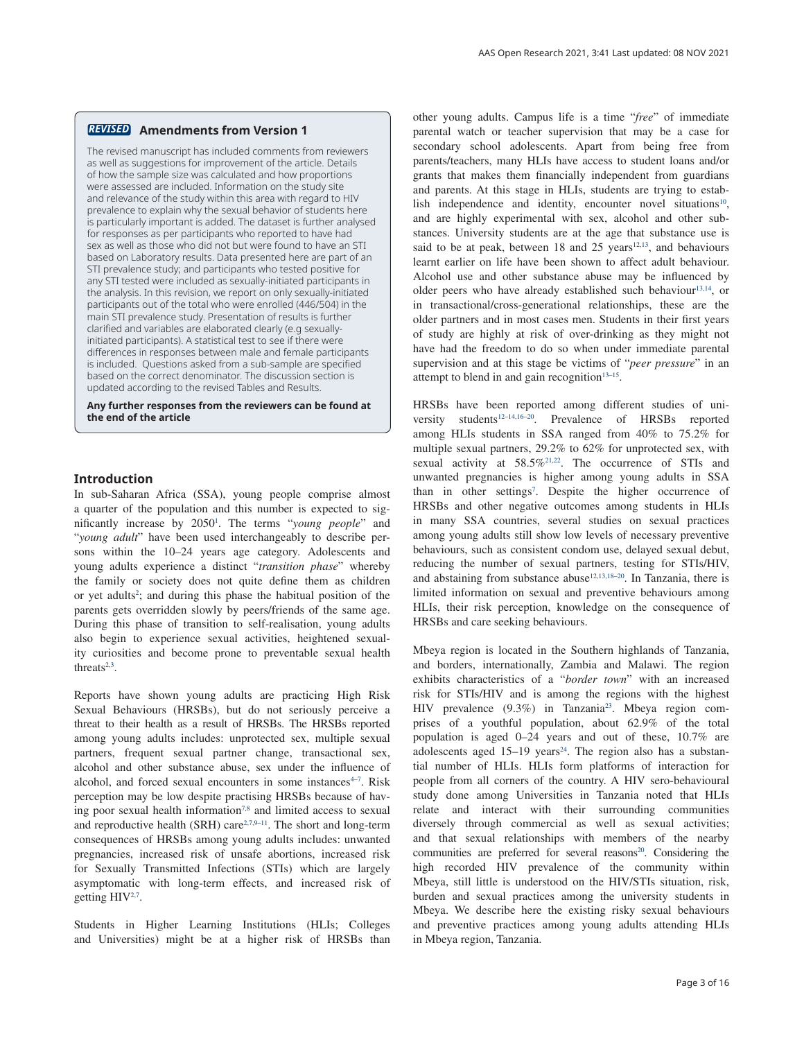## REVISED Amendments from Version 1

The revised manuscript has included comments from reviewers as well as suggestions for improvement of the article. Details of how the sample size was calculated and how proportions were assessed are included. Information on the study site and relevance of the study within this area with regard to HIV prevalence to explain why the sexual behavior of students here is particularly important is added. The dataset is further analysed for responses as per participants who reported to have had sex as well as those who did not but were found to have an STI based on Laboratory results. Data presented here are part of an STI prevalence study; and participants who tested positive for any STI tested were included as sexually-initiated participants in the analysis. In this revision, we report on only sexually-initiated participants out of the total who were enrolled (446/504) in the main STI prevalence study. Presentation of results is further clarified and variables are elaborated clearly (e.g sexually-initiated participants). A statistical test to see if there were differences in responses between male and female participants is included. Questions asked from a sub-sample are specified based on the correct denominator. The discussion section is updated according to the revised Tables and Results.

**Any further responses from the reviewers can be found at the end of the article**

## Introduction

In sub-Saharan Africa (SSA), young people comprise almost a quarter of the population and this number is expected to significantly increase by 2050[1]. The terms "*young people*" and "*young adult*" have been used interchangeably to describe persons within the 10–24 years age category. Adolescents and young adults experience a distinct "*transition phase*" whereby the family or society does not quite define them as children or yet adults[2]; and during this phase the habitual position of the parents gets overridden slowly by peers/friends of the same age. During this phase of transition to self-realisation, young adults also begin to experience sexual activities, heightened sexuality curiosities and become prone to preventable sexual health threats[2,3].

Reports have shown young adults are practicing High Risk Sexual Behaviours (HRSBs), but do not seriously perceive a threat to their health as a result of HRSBs. The HRSBs reported among young adults includes: unprotected sex, multiple sexual partners, frequent sexual partner change, transactional sex, alcohol and other substance abuse, sex under the influence of alcohol, and forced sexual encounters in some instances[4–7]. Risk perception may be low despite practising HRSBs because of having poor sexual health information[7,8] and limited access to sexual and reproductive health (SRH) care[2,7,9–11]. The short and long-term consequences of HRSBs among young adults includes: unwanted pregnancies, increased risk of unsafe abortions, increased risk for Sexually Transmitted Infections (STIs) which are largely asymptomatic with long-term effects, and increased risk of getting HIV[2,7].

Students in Higher Learning Institutions (HLIs; Colleges and Universities) might be at a higher risk of HRSBs than other young adults. Campus life is a time "*free*" of immediate parental watch or teacher supervision that may be a case for secondary school adolescents. Apart from being free from parents/teachers, many HLIs have access to student loans and/or grants that makes them financially independent from guardians and parents. At this stage in HLIs, students are trying to establish independence and identity, encounter novel situations[10], and are highly experimental with sex, alcohol and other substances. University students are at the age that substance use is said to be at peak, between 18 and 25 years[12,13], and behaviours learnt earlier on life have been shown to affect adult behaviour. Alcohol use and other substance abuse may be influenced by older peers who have already established such behaviour[13,14], or in transactional/cross-generational relationships, these are the older partners and in most cases men. Students in their first years of study are highly at risk of over-drinking as they might not have had the freedom to do so when under immediate parental supervision and at this stage be victims of "*peer pressure*" in an attempt to blend in and gain recognition[13–15].

HRSBs have been reported among different studies of university students[12–14,16–20]. Prevalence of HRSBs reported among HLIs students in SSA ranged from 40% to 75.2% for multiple sexual partners, 29.2% to 62% for unprotected sex, with sexual activity at 58.5%[21,22]. The occurrence of STIs and unwanted pregnancies is higher among young adults in SSA than in other settings[7]. Despite the higher occurrence of HRSBs and other negative outcomes among students in HLIs in many SSA countries, several studies on sexual practices among young adults still show low levels of necessary preventive behaviours, such as consistent condom use, delayed sexual debut, reducing the number of sexual partners, testing for STIs/HIV, and abstaining from substance abuse[12,13,18–20]. In Tanzania, there is limited information on sexual and preventive behaviours among HLIs, their risk perception, knowledge on the consequence of HRSBs and care seeking behaviours.

Mbeya region is located in the Southern highlands of Tanzania, and borders, internationally, Zambia and Malawi. The region exhibits characteristics of a "*border town*" with an increased risk for STIs/HIV and is among the regions with the highest HIV prevalence (9.3%) in Tanzania[23]. Mbeya region comprises of a youthful population, about 62.9% of the total population is aged 0–24 years and out of these, 10.7% are adolescents aged 15–19 years[24]. The region also has a substantial number of HLIs. HLIs form platforms of interaction for people from all corners of the country. A HIV sero-behavioural study done among Universities in Tanzania noted that HLIs relate and interact with their surrounding communities diversely through commercial as well as sexual activities; and that sexual relationships with members of the nearby communities are preferred for several reasons[20]. Considering the high recorded HIV prevalence of the community within Mbeya, still little is understood on the HIV/STIs situation, risk, burden and sexual practices among the university students in Mbeya. We describe here the existing risky sexual behaviours and preventive practices among young adults attending HLIs in Mbeya region, Tanzania.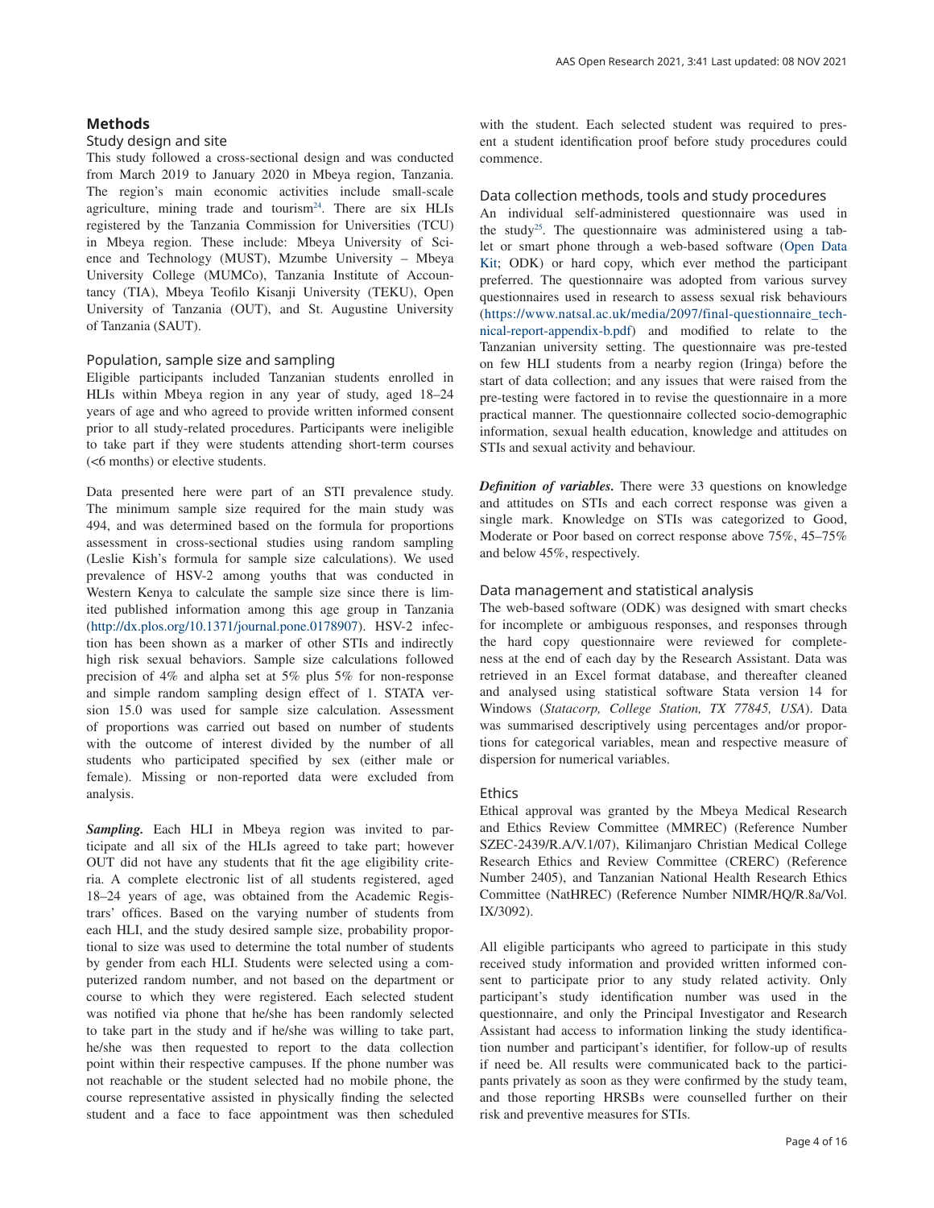## Methods

### Study design and site

This study followed a cross-sectional design and was conducted from March 2019 to January 2020 in Mbeya region, Tanzania. The region's main economic activities include small-scale agriculture, mining trade and tourism[24]. There are six HLIs registered by the Tanzania Commission for Universities (TCU) in Mbeya region. These include: Mbeya University of Science and Technology (MUST), Mzumbe University – Mbeya University College (MUMCo), Tanzania Institute of Accountancy (TIA), Mbeya Teofilo Kisanji University (TEKU), Open University of Tanzania (OUT), and St. Augustine University of Tanzania (SAUT).

### Population, sample size and sampling

Eligible participants included Tanzanian students enrolled in HLIs within Mbeya region in any year of study, aged 18–24 years of age and who agreed to provide written informed consent prior to all study-related procedures. Participants were ineligible to take part if they were students attending short-term courses (<6 months) or elective students.

Data presented here were part of an STI prevalence study. The minimum sample size required for the main study was 494, and was determined based on the formula for proportions assessment in cross-sectional studies using random sampling (Leslie Kish's formula for sample size calculations). We used prevalence of HSV-2 among youths that was conducted in Western Kenya to calculate the sample size since there is limited published information among this age group in Tanzania (http://dx.plos.org/10.1371/journal.pone.0178907). HSV-2 infection has been shown as a marker of other STIs and indirectly high risk sexual behaviors. Sample size calculations followed precision of 4% and alpha set at 5% plus 5% for non-response and simple random sampling design effect of 1. STATA version 15.0 was used for sample size calculation. Assessment of proportions was carried out based on number of students with the outcome of interest divided by the number of all students who participated specified by sex (either male or female). Missing or non-reported data were excluded from analysis.

***Sampling.*** Each HLI in Mbeya region was invited to participate and all six of the HLIs agreed to take part; however OUT did not have any students that fit the age eligibility criteria. A complete electronic list of all students registered, aged 18–24 years of age, was obtained from the Academic Registrars' offices. Based on the varying number of students from each HLI, and the study desired sample size, probability proportional to size was used to determine the total number of students by gender from each HLI. Students were selected using a computerized random number, and not based on the department or course to which they were registered. Each selected student was notified via phone that he/she has been randomly selected to take part in the study and if he/she was willing to take part, he/she was then requested to report to the data collection point within their respective campuses. If the phone number was not reachable or the student selected had no mobile phone, the course representative assisted in physically finding the selected student and a face to face appointment was then scheduled with the student. Each selected student was required to present a student identification proof before study procedures could commence.

### Data collection methods, tools and study procedures

An individual self-administered questionnaire was used in the study[25]. The questionnaire was administered using a tablet or smart phone through a web-based software (Open Data Kit; ODK) or hard copy, which ever method the participant preferred. The questionnaire was adopted from various survey questionnaires used in research to assess sexual risk behaviours (https://www.natsal.ac.uk/media/2097/final-questionnaire_technical-report-appendix-b.pdf) and modified to relate to the Tanzanian university setting. The questionnaire was pre-tested on few HLI students from a nearby region (Iringa) before the start of data collection; and any issues that were raised from the pre-testing were factored in to revise the questionnaire in a more practical manner. The questionnaire collected socio-demographic information, sexual health education, knowledge and attitudes on STIs and sexual activity and behaviour.

***Definition of variables.*** There were 33 questions on knowledge and attitudes on STIs and each correct response was given a single mark. Knowledge on STIs was categorized to Good, Moderate or Poor based on correct response above 75%, 45–75% and below 45%, respectively.

### Data management and statistical analysis

The web-based software (ODK) was designed with smart checks for incomplete or ambiguous responses, and responses through the hard copy questionnaire were reviewed for completeness at the end of each day by the Research Assistant. Data was retrieved in an Excel format database, and thereafter cleaned and analysed using statistical software Stata version 14 for Windows (*Statacorp, College Station, TX 77845, USA*). Data was summarised descriptively using percentages and/or proportions for categorical variables, mean and respective measure of dispersion for numerical variables.

### Ethics

Ethical approval was granted by the Mbeya Medical Research and Ethics Review Committee (MMREC) (Reference Number SZEC-2439/R.A/V.1/07), Kilimanjaro Christian Medical College Research Ethics and Review Committee (CRERC) (Reference Number 2405), and Tanzanian National Health Research Ethics Committee (NatHREC) (Reference Number NIMR/HQ/R.8a/Vol. IX/3092).

All eligible participants who agreed to participate in this study received study information and provided written informed consent to participate prior to any study related activity. Only participant's study identification number was used in the questionnaire, and only the Principal Investigator and Research Assistant had access to information linking the study identification number and participant's identifier, for follow-up of results if need be. All results were communicated back to the participants privately as soon as they were confirmed by the study team, and those reporting HRSBs were counselled further on their risk and preventive measures for STIs.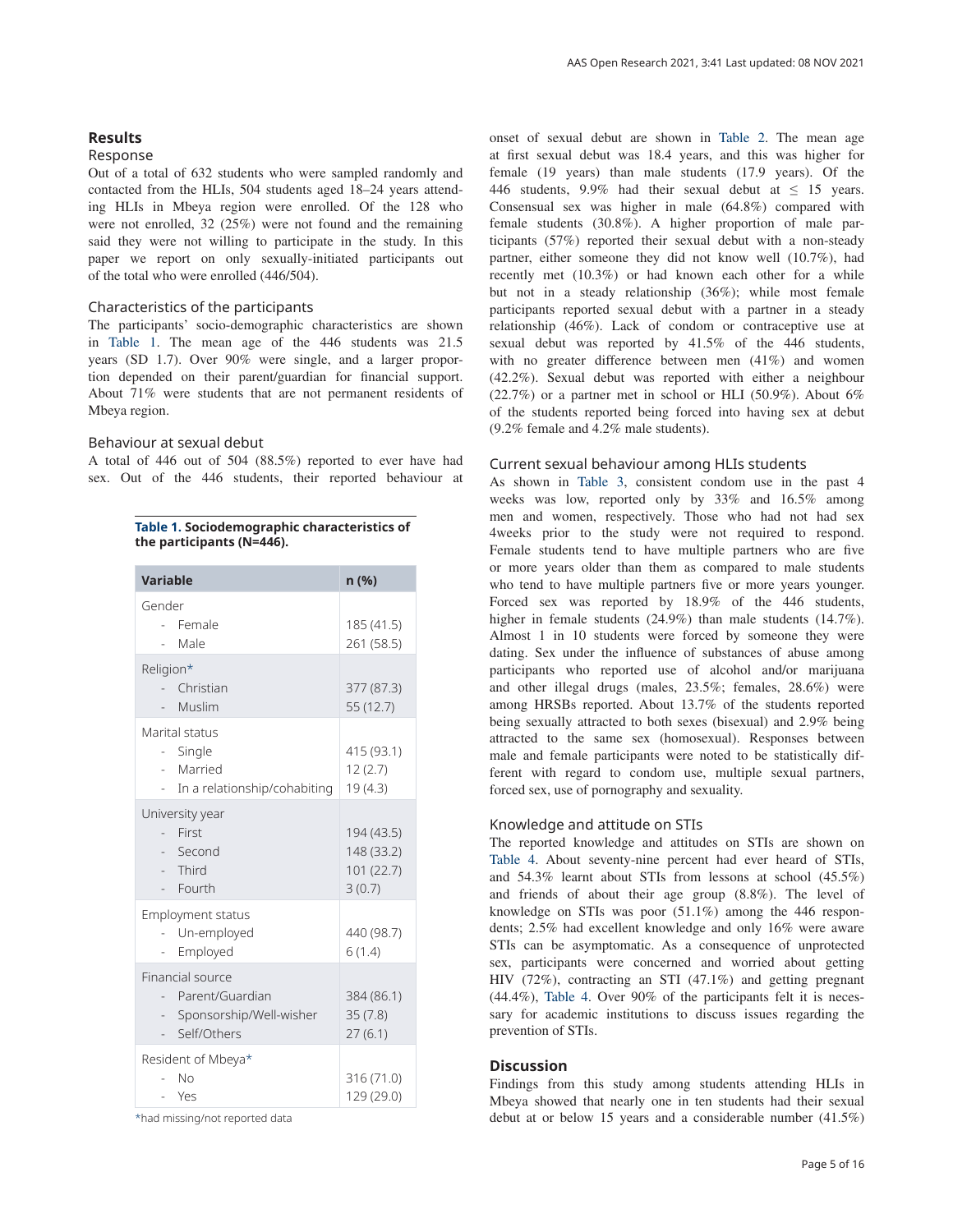## Results

### Response

Out of a total of 632 students who were sampled randomly and contacted from the HLIs, 504 students aged 18–24 years attending HLIs in Mbeya region were enrolled. Of the 128 who were not enrolled, 32 (25%) were not found and the remaining said they were not willing to participate in the study. In this paper we report on only sexually-initiated participants out of the total who were enrolled (446/504).

### Characteristics of the participants

The participants' socio-demographic characteristics are shown in Table 1. The mean age of the 446 students was 21.5 years (SD 1.7). Over 90% were single, and a larger proportion depended on their parent/guardian for financial support. About 71% were students that are not permanent residents of Mbeya region.

### Behaviour at sexual debut

A total of 446 out of 504 (88.5%) reported to ever have had sex. Out of the 446 students, their reported behaviour at onset of sexual debut are shown in Table 2. The mean age at first sexual debut was 18.4 years, and this was higher for female (19 years) than male students (17.9 years). Of the 446 students, 9.9% had their sexual debut at ≤ 15 years. Consensual sex was higher in male (64.8%) compared with female students (30.8%). A higher proportion of male participants (57%) reported their sexual debut with a non-steady partner, either someone they did not know well (10.7%), had recently met (10.3%) or had known each other for a while but not in a steady relationship (36%); while most female participants reported sexual debut with a partner in a steady relationship (46%). Lack of condom or contraceptive use at sexual debut was reported by 41.5% of the 446 students, with no greater difference between men (41%) and women (42.2%). Sexual debut was reported with either a neighbour (22.7%) or a partner met in school or HLI (50.9%). About 6% of the students reported being forced into having sex at debut (9.2% female and 4.2% male students).

**Table 1. Sociodemographic characteristics of the participants (N=446).**

| Variable | n (%) |
|---|---|
| Gender | |
| - Female | 185 (41.5) |
| - Male | 261 (58.5) |
| Religion* | |
| - Christian | 377 (87.3) |
| - Muslim | 55 (12.7) |
| Marital status | |
| - Single | 415 (93.1) |
| - Married | 12 (2.7) |
| - In a relationship/cohabiting | 19 (4.3) |
| University year | |
| - First | 194 (43.5) |
| - Second | 148 (33.2) |
| - Third | 101 (22.7) |
| - Fourth | 3 (0.7) |
| Employment status | |
| - Un-employed | 440 (98.7) |
| - Employed | 6 (1.4) |
| Financial source | |
| - Parent/Guardian | 384 (86.1) |
| - Sponsorship/Well-wisher | 35 (7.8) |
| - Self/Others | 27 (6.1) |
| Resident of Mbeya* | |
| - No | 316 (71.0) |
| - Yes | 129 (29.0) |

*had missing/not reported data

### Current sexual behaviour among HLIs students

As shown in Table 3, consistent condom use in the past 4 weeks was low, reported only by 33% and 16.5% among men and women, respectively. Those who had not had sex 4weeks prior to the study were not required to respond. Female students tend to have multiple partners who are five or more years older than them as compared to male students who tend to have multiple partners five or more years younger. Forced sex was reported by 18.9% of the 446 students, higher in female students (24.9%) than male students (14.7%). Almost 1 in 10 students were forced by someone they were dating. Sex under the influence of substances of abuse among participants who reported use of alcohol and/or marijuana and other illegal drugs (males, 23.5%; females, 28.6%) were among HRSBs reported. About 13.7% of the students reported being sexually attracted to both sexes (bisexual) and 2.9% being attracted to the same sex (homosexual). Responses between male and female participants were noted to be statistically different with regard to condom use, multiple sexual partners, forced sex, use of pornography and sexuality.

### Knowledge and attitude on STIs

The reported knowledge and attitudes on STIs are shown on Table 4. About seventy-nine percent had ever heard of STIs, and 54.3% learnt about STIs from lessons at school (45.5%) and friends of about their age group (8.8%). The level of knowledge on STIs was poor (51.1%) among the 446 respondents; 2.5% had excellent knowledge and only 16% were aware STIs can be asymptomatic. As a consequence of unprotected sex, participants were concerned and worried about getting HIV (72%), contracting an STI (47.1%) and getting pregnant (44.4%), Table 4. Over 90% of the participants felt it is necessary for academic institutions to discuss issues regarding the prevention of STIs.

## Discussion

Findings from this study among students attending HLIs in Mbeya showed that nearly one in ten students had their sexual debut at or below 15 years and a considerable number (41.5%)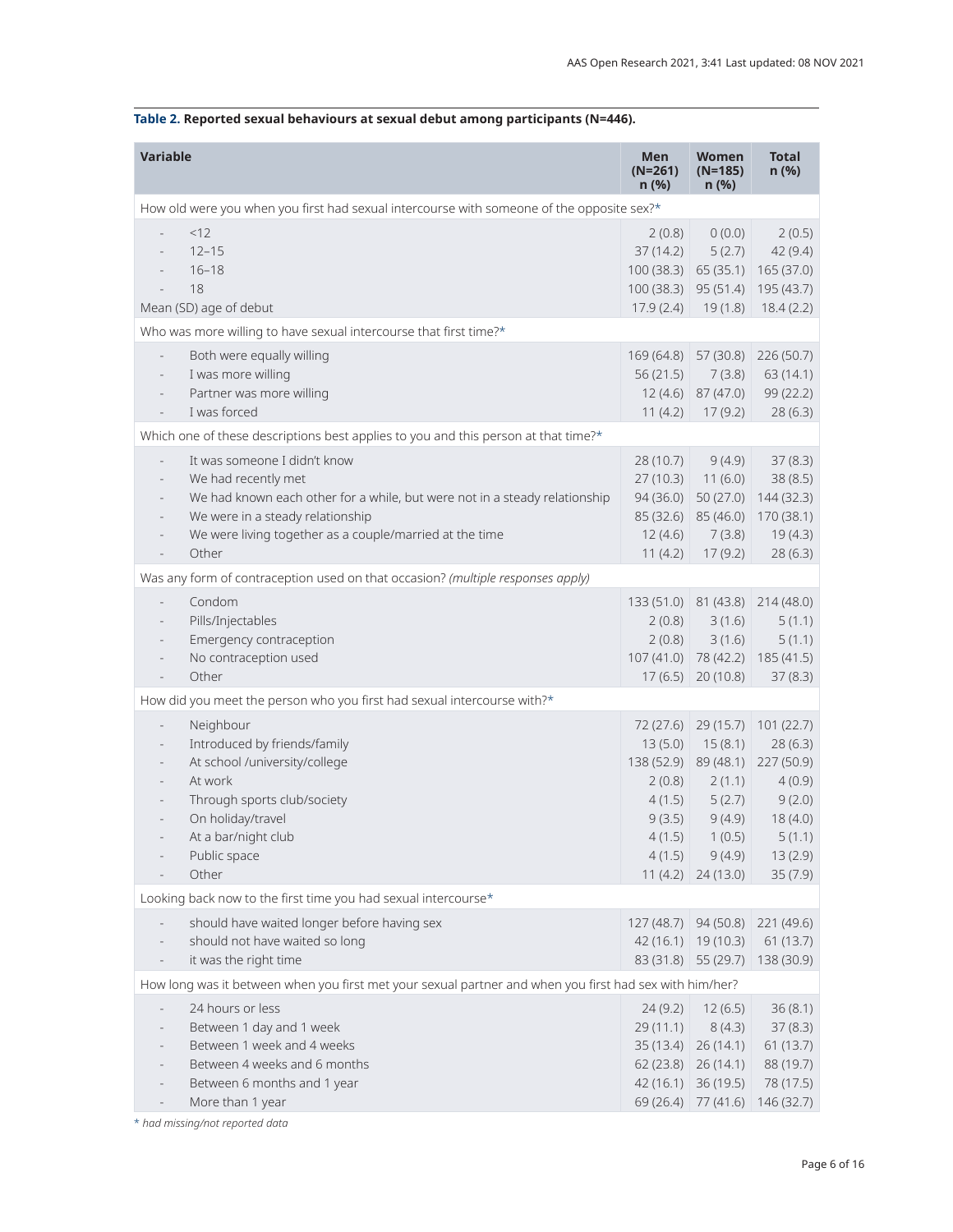**Table 2. Reported sexual behaviours at sexual debut among participants (N=446).**

| Variable | Men (N=261) n (%) | Women (N=185) n (%) | Total n (%) |
|---|---|---|---|
| How old were you when you first had sexual intercourse with someone of the opposite sex?* | | | |
| - <12 | 2 (0.8) | 0 (0.0) | 2 (0.5) |
| - 12–15 | 37 (14.2) | 5 (2.7) | 42 (9.4) |
| - 16–18 | 100 (38.3) | 65 (35.1) | 165 (37.0) |
| - 18 | 100 (38.3) | 95 (51.4) | 195 (43.7) |
| Mean (SD) age of debut | 17.9 (2.4) | 19 (1.8) | 18.4 (2.2) |
| Who was more willing to have sexual intercourse that first time?* | | | |
| - Both were equally willing | 169 (64.8) | 57 (30.8) | 226 (50.7) |
| - I was more willing | 56 (21.5) | 7 (3.8) | 63 (14.1) |
| - Partner was more willing | 12 (4.6) | 87 (47.0) | 99 (22.2) |
| - I was forced | 11 (4.2) | 17 (9.2) | 28 (6.3) |
| Which one of these descriptions best applies to you and this person at that time?* | | | |
| - It was someone I didn't know | 28 (10.7) | 9 (4.9) | 37 (8.3) |
| - We had recently met | 27 (10.3) | 11 (6.0) | 38 (8.5) |
| - We had known each other for a while, but were not in a steady relationship | 94 (36.0) | 50 (27.0) | 144 (32.3) |
| - We were in a steady relationship | 85 (32.6) | 85 (46.0) | 170 (38.1) |
| - We were living together as a couple/married at the time | 12 (4.6) | 7 (3.8) | 19 (4.3) |
| - Other | 11 (4.2) | 17 (9.2) | 28 (6.3) |
| Was any form of contraception used on that occasion? *(multiple responses apply)* | | | |
| - Condom | 133 (51.0) | 81 (43.8) | 214 (48.0) |
| - Pills/Injectables | 2 (0.8) | 3 (1.6) | 5 (1.1) |
| - Emergency contraception | 2 (0.8) | 3 (1.6) | 5 (1.1) |
| - No contraception used | 107 (41.0) | 78 (42.2) | 185 (41.5) |
| - Other | 17 (6.5) | 20 (10.8) | 37 (8.3) |
| How did you meet the person who you first had sexual intercourse with?* | | | |
| - Neighbour | 72 (27.6) | 29 (15.7) | 101 (22.7) |
| - Introduced by friends/family | 13 (5.0) | 15 (8.1) | 28 (6.3) |
| - At school /university/college | 138 (52.9) | 89 (48.1) | 227 (50.9) |
| - At work | 2 (0.8) | 2 (1.1) | 4 (0.9) |
| - Through sports club/society | 4 (1.5) | 5 (2.7) | 9 (2.0) |
| - On holiday/travel | 9 (3.5) | 9 (4.9) | 18 (4.0) |
| - At a bar/night club | 4 (1.5) | 1 (0.5) | 5 (1.1) |
| - Public space | 4 (1.5) | 9 (4.9) | 13 (2.9) |
| - Other | 11 (4.2) | 24 (13.0) | 35 (7.9) |
| Looking back now to the first time you had sexual intercourse* | | | |
| - should have waited longer before having sex | 127 (48.7) | 94 (50.8) | 221 (49.6) |
| - should not have waited so long | 42 (16.1) | 19 (10.3) | 61 (13.7) |
| - it was the right time | 83 (31.8) | 55 (29.7) | 138 (30.9) |
| How long was it between when you first met your sexual partner and when you first had sex with him/her? | | | |
| - 24 hours or less | 24 (9.2) | 12 (6.5) | 36 (8.1) |
| - Between 1 day and 1 week | 29 (11.1) | 8 (4.3) | 37 (8.3) |
| - Between 1 week and 4 weeks | 35 (13.4) | 26 (14.1) | 61 (13.7) |
| - Between 4 weeks and 6 months | 62 (23.8) | 26 (14.1) | 88 (19.7) |
| - Between 6 months and 1 year | 42 (16.1) | 36 (19.5) | 78 (17.5) |
| - More than 1 year | 69 (26.4) | 77 (41.6) | 146 (32.7) |

*\* had missing/not reported data*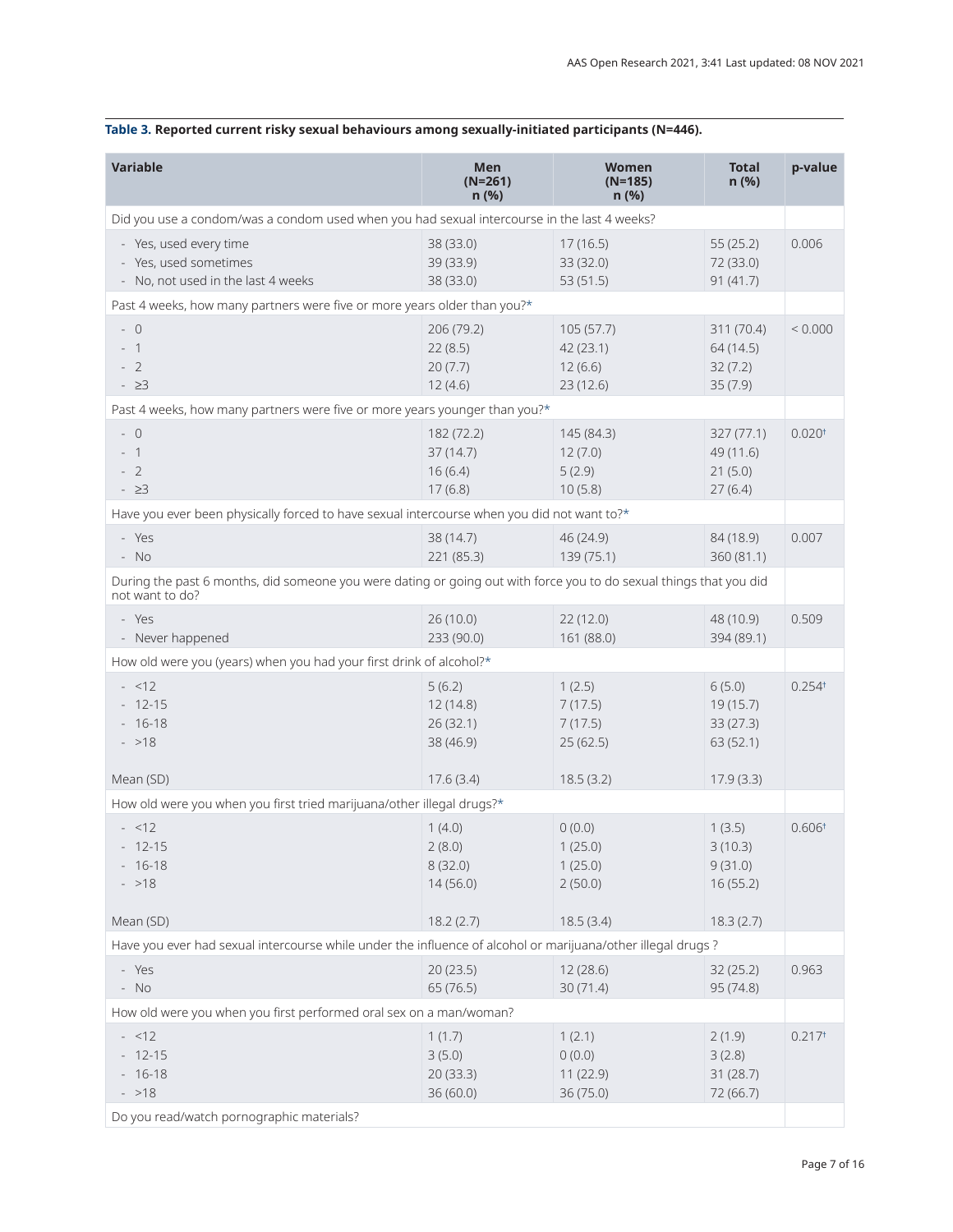**Table 3. Reported current risky sexual behaviours among sexually-initiated participants (N=446).**

| Variable | Men (N=261) n (%) | Women (N=185) n (%) | Total n (%) | p-value |
|---|---|---|---|---|
| Did you use a condom/was a condom used when you had sexual intercourse in the last 4 weeks? | | | | |
| - Yes, used every time | 38 (33.0) | 17 (16.5) | 55 (25.2) | 0.006 |
| - Yes, used sometimes | 39 (33.9) | 33 (32.0) | 72 (33.0) | |
| - No, not used in the last 4 weeks | 38 (33.0) | 53 (51.5) | 91 (41.7) | |
| Past 4 weeks, how many partners were five or more years older than you?* | | | | |
| - 0 | 206 (79.2) | 105 (57.7) | 311 (70.4) | < 0.000 |
| - 1 | 22 (8.5) | 42 (23.1) | 64 (14.5) | |
| - 2 | 20 (7.7) | 12 (6.6) | 32 (7.2) | |
| - ≥3 | 12 (4.6) | 23 (12.6) | 35 (7.9) | |
| Past 4 weeks, how many partners were five or more years younger than you?* | | | | |
| - 0 | 182 (72.2) | 145 (84.3) | 327 (77.1) | 0.020† |
| - 1 | 37 (14.7) | 12 (7.0) | 49 (11.6) | |
| - 2 | 16 (6.4) | 5 (2.9) | 21 (5.0) | |
| - ≥3 | 17 (6.8) | 10 (5.8) | 27 (6.4) | |
| Have you ever been physically forced to have sexual intercourse when you did not want to?* | | | | |
| - Yes | 38 (14.7) | 46 (24.9) | 84 (18.9) | 0.007 |
| - No | 221 (85.3) | 139 (75.1) | 360 (81.1) | |
| During the past 6 months, did someone you were dating or going out with force you to do sexual things that you did not want to do? | | | | |
| - Yes | 26 (10.0) | 22 (12.0) | 48 (10.9) | 0.509 |
| - Never happened | 233 (90.0) | 161 (88.0) | 394 (89.1) | |
| How old were you (years) when you had your first drink of alcohol?* | | | | |
| - <12 | 5 (6.2) | 1 (2.5) | 6 (5.0) | 0.254† |
| - 12-15 | 12 (14.8) | 7 (17.5) | 19 (15.7) | |
| - 16-18 | 26 (32.1) | 7 (17.5) | 33 (27.3) | |
| - >18 | 38 (46.9) | 25 (62.5) | 63 (52.1) | |
| Mean (SD) | 17.6 (3.4) | 18.5 (3.2) | 17.9 (3.3) | |
| How old were you when you first tried marijuana/other illegal drugs?* | | | | |
| - <12 | 1 (4.0) | 0 (0.0) | 1 (3.5) | 0.606† |
| - 12-15 | 2 (8.0) | 1 (25.0) | 3 (10.3) | |
| - 16-18 | 8 (32.0) | 1 (25.0) | 9 (31.0) | |
| - >18 | 14 (56.0) | 2 (50.0) | 16 (55.2) | |
| Mean (SD) | 18.2 (2.7) | 18.5 (3.4) | 18.3 (2.7) | |
| Have you ever had sexual intercourse while under the influence of alcohol or marijuana/other illegal drugs ? | | | | |
| - Yes | 20 (23.5) | 12 (28.6) | 32 (25.2) | 0.963 |
| - No | 65 (76.5) | 30 (71.4) | 95 (74.8) | |
| How old were you when you first performed oral sex on a man/woman? | | | | |
| - <12 | 1 (1.7) | 1 (2.1) | 2 (1.9) | 0.217† |
| - 12-15 | 3 (5.0) | 0 (0.0) | 3 (2.8) | |
| - 16-18 | 20 (33.3) | 11 (22.9) | 31 (28.7) | |
| - >18 | 36 (60.0) | 36 (75.0) | 72 (66.7) | |
| Do you read/watch pornographic materials? | | | | |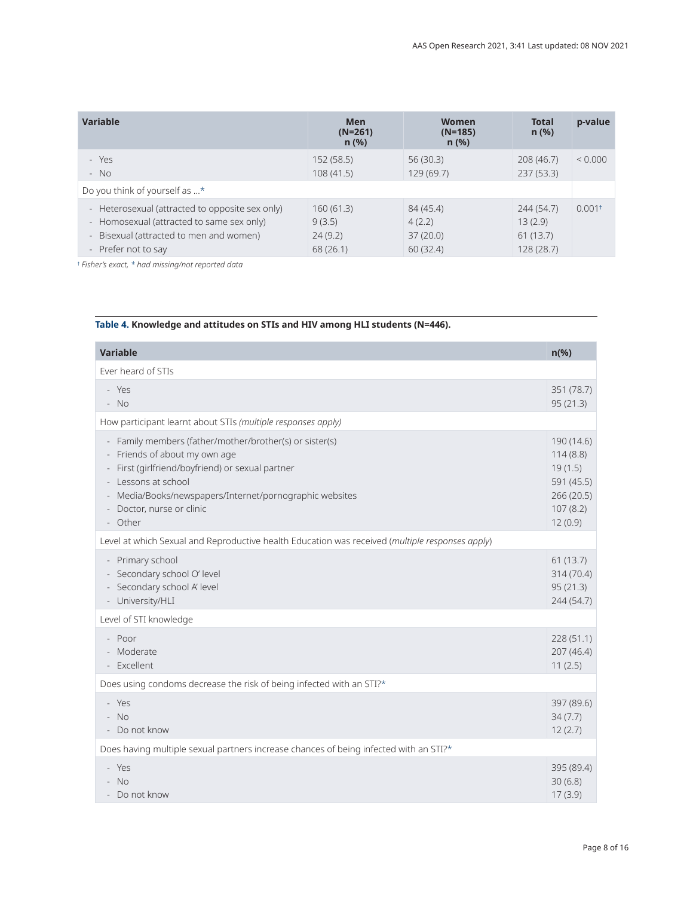| Variable | Men (N=261) n (%) | Women (N=185) n (%) | Total n (%) | p-value |
|---|---|---|---|---|
| - Yes | 152 (58.5) | 56 (30.3) | 208 (46.7) | < 0.000 |
| - No | 108 (41.5) | 129 (69.7) | 237 (53.3) | |
| Do you think of yourself as …* | | | | |
| - Heterosexual (attracted to opposite sex only) | 160 (61.3) | 84 (45.4) | 244 (54.7) | 0.001† |
| - Homosexual (attracted to same sex only) | 9 (3.5) | 4 (2.2) | 13 (2.9) | |
| - Bisexual (attracted to men and women) | 24 (9.2) | 37 (20.0) | 61 (13.7) | |
| - Prefer not to say | 68 (26.1) | 60 (32.4) | 128 (28.7) | |

† *Fisher's exact, * had missing/not reported data*

**Table 4. Knowledge and attitudes on STIs and HIV among HLI students (N=446).**

| Variable | n(%) |
|---|---|
| Ever heard of STIs | |
| - Yes | 351 (78.7) |
| - No | 95 (21.3) |
| How participant learnt about STIs *(multiple responses apply)* | |
| - Family members (father/mother/brother(s) or sister(s) | 190 (14.6) |
| - Friends of about my own age | 114 (8.8) |
| - First (girlfriend/boyfriend) or sexual partner | 19 (1.5) |
| - Lessons at school | 591 (45.5) |
| - Media/Books/newspapers/Internet/pornographic websites | 266 (20.5) |
| - Doctor, nurse or clinic | 107 (8.2) |
| - Other | 12 (0.9) |
| Level at which Sexual and Reproductive health Education was received (*multiple responses apply*) | |
| - Primary school | 61 (13.7) |
| - Secondary school O' level | 314 (70.4) |
| - Secondary school A' level | 95 (21.3) |
| - University/HLI | 244 (54.7) |
| Level of STI knowledge | |
| - Poor | 228 (51.1) |
| - Moderate | 207 (46.4) |
| - Excellent | 11 (2.5) |
| Does using condoms decrease the risk of being infected with an STI?* | |
| - Yes | 397 (89.6) |
| - No | 34 (7.7) |
| - Do not know | 12 (2.7) |
| Does having multiple sexual partners increase chances of being infected with an STI?* | |
| - Yes | 395 (89.4) |
| - No | 30 (6.8) |
| - Do not know | 17 (3.9) |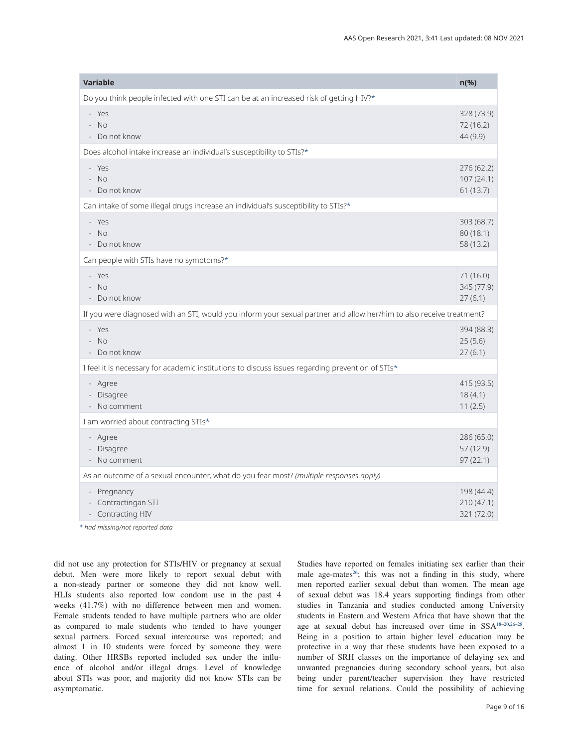| Variable | n(%) |
|---|---|
| Do you think people infected with one STI can be at an increased risk of getting HIV?* | |
| - Yes<br>- No<br>- Do not know | 328 (73.9)<br>72 (16.2)<br>44 (9.9) |
| Does alcohol intake increase an individual's susceptibility to STIs?* | |
| - Yes<br>- No<br>- Do not know | 276 (62.2)<br>107 (24.1)<br>61 (13.7) |
| Can intake of some illegal drugs increase an individual's susceptibility to STIs?* | |
| - Yes<br>- No<br>- Do not know | 303 (68.7)<br>80 (18.1)<br>58 (13.2) |
| Can people with STIs have no symptoms?* | |
| - Yes<br>- No<br>- Do not know | 71 (16.0)<br>345 (77.9)<br>27 (6.1) |
| If you were diagnosed with an STI, would you inform your sexual partner and allow her/him to also receive treatment? | |
| - Yes<br>- No<br>- Do not know | 394 (88.3)<br>25 (5.6)<br>27 (6.1) |
| I feel it is necessary for academic institutions to discuss issues regarding prevention of STIs* | |
| - Agree<br>- Disagree<br>- No comment | 415 (93.5)<br>18 (4.1)<br>11 (2.5) |
| I am worried about contracting STIs* | |
| - Agree<br>- Disagree<br>- No comment | 286 (65.0)<br>57 (12.9)<br>97 (22.1) |
| As an outcome of a sexual encounter, what do you fear most? *(multiple responses apply)* | |
| - Pregnancy<br>- Contractingan STI<br>- Contracting HIV | 198 (44.4)<br>210 (47.1)<br>321 (72.0) |

*\* had missing/not reported data*

did not use any protection for STIs/HIV or pregnancy at sexual debut. Men were more likely to report sexual debut with a non-steady partner or someone they did not know well. HLIs students also reported low condom use in the past 4 weeks (41.7%) with no difference between men and women. Female students tended to have multiple partners who are older as compared to male students who tended to have younger sexual partners. Forced sexual intercourse was reported; and almost 1 in 10 students were forced by someone they were dating. Other HRSBs reported included sex under the influence of alcohol and/or illegal drugs. Level of knowledge about STIs was poor, and majority did not know STIs can be asymptomatic.

Studies have reported on females initiating sex earlier than their male age-mates[26]; this was not a finding in this study, where men reported earlier sexual debut than women. The mean age of sexual debut was 18.4 years supporting findings from other studies in Tanzania and studies conducted among University students in Eastern and Western Africa that have shown that the age at sexual debut has increased over time in SSA[18–20,26–28]. Being in a position to attain higher level education may be protective in a way that these students have been exposed to a number of SRH classes on the importance of delaying sex and unwanted pregnancies during secondary school years, but also being under parent/teacher supervision they have restricted time for sexual relations. Could the possibility of achieving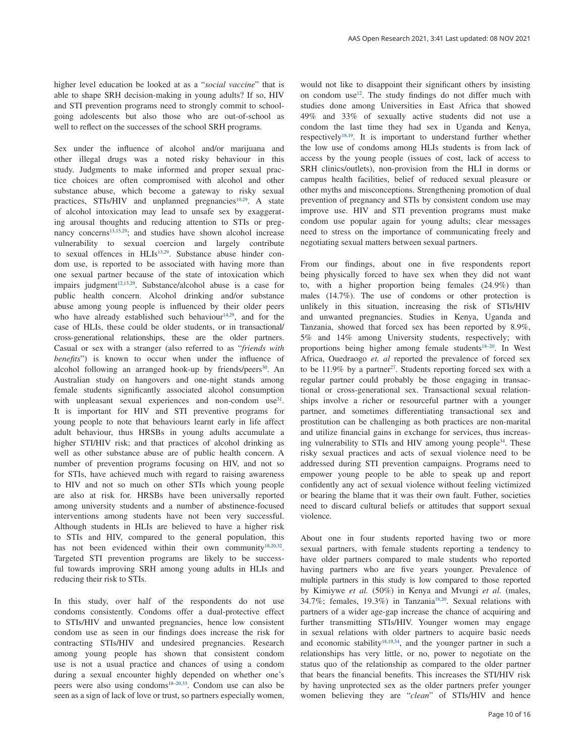higher level education be looked at as a "*social vaccine*" that is able to shape SRH decision-making in young adults? If so, HIV and STI prevention programs need to strongly commit to school-going adolescents but also those who are out-of-school as well to reflect on the successes of the school SRH programs.

Sex under the influence of alcohol and/or marijuana and other illegal drugs was a noted risky behaviour in this study. Judgments to make informed and proper sexual practice choices are often compromised with alcohol and other substance abuse, which become a gateway to risky sexual practices, STIs/HIV and unplanned pregnancies[10,29]. A state of alcohol intoxication may lead to unsafe sex by exaggerating arousal thoughts and reducing attention to STIs or pregnancy concerns[13,15,29]; and studies have shown alcohol increase vulnerability to sexual coercion and largely contribute to sexual offences in HLIs[13,29]. Substance abuse hinder condom use, is reported to be associated with having more than one sexual partner because of the state of intoxication which impairs judgment[12,13,29]. Substance/alcohol abuse is a case for public health concern. Alcohol drinking and/or substance abuse among young people is influenced by their older peers who have already established such behaviour[14,29], and for the case of HLIs, these could be older students, or in transactional/cross-generational relationships, these are the older partners. Casual or sex with a stranger (also referred to as "*friends with benefits*") is known to occur when under the influence of alcohol following an arranged hook-up by friends/peers[30]. An Australian study on hangovers and one-night stands among female students significantly associated alcohol consumption with unpleasant sexual experiences and non-condom use[31]. It is important for HIV and STI preventive programs for young people to note that behaviours learnt early in life affect adult behaviour, thus HRSBs in young adults accumulate a higher STI/HIV risk; and that practices of alcohol drinking as well as other substance abuse are of public health concern. A number of prevention programs focusing on HIV, and not so for STIs, have achieved much with regard to raising awareness to HIV and not so much on other STIs which young people are also at risk for. HRSBs have been universally reported among university students and a number of abstinence-focused interventions among students have not been very successful. Although students in HLIs are believed to have a higher risk to STIs and HIV, compared to the general population, this has not been evidenced within their own community[18,20,32]. Targeted STI prevention programs are likely to be successful towards improving SRH among young adults in HLIs and reducing their risk to STIs.

In this study, over half of the respondents do not use condoms consistently. Condoms offer a dual-protective effect to STIs/HIV and unwanted pregnancies, hence low consistent condom use as seen in our findings does increase the risk for contracting STIs/HIV and undesired pregnancies. Research among young people has shown that consistent condom use is not a usual practice and chances of using a condom during a sexual encounter highly depended on whether one's peers were also using condoms[18–20,33]. Condom use can also be seen as a sign of lack of love or trust, so partners especially women, would not like to disappoint their significant others by insisting on condom use[12]. The study findings do not differ much with studies done among Universities in East Africa that showed 49% and 33% of sexually active students did not use a condom the last time they had sex in Uganda and Kenya, respectively[18,19]. It is important to understand further whether the low use of condoms among HLIs students is from lack of access by the young people (issues of cost, lack of access to SRH clinics/outlets), non-provision from the HLI in dorms or campus health facilities, belief of reduced sexual pleasure or other myths and misconceptions. Strengthening promotion of dual prevention of pregnancy and STIs by consistent condom use may improve use. HIV and STI prevention programs must make condom use popular again for young adults; clear messages need to stress on the importance of communicating freely and negotiating sexual matters between sexual partners.

From our findings, about one in five respondents report being physically forced to have sex when they did not want to, with a higher proportion being females (24.9%) than males (14.7%). The use of condoms or other protection is unlikely in this situation, increasing the risk of STIs/HIV and unwanted pregnancies. Studies in Kenya, Uganda and Tanzania, showed that forced sex has been reported by 8.9%, 5% and 14% among University students, respectively; with proportions being higher among female students[18–20]. In West Africa, Ouedraogo *et. al* reported the prevalence of forced sex to be 11.9% by a partner[27]. Students reporting forced sex with a regular partner could probably be those engaging in transactional or cross-generational sex. Transactional sexual relationships involve a richer or resourceful partner with a younger partner, and sometimes differentiating transactional sex and prostitution can be challenging as both practices are non-marital and utilize financial gains in exchange for services, thus increasing vulnerability to STIs and HIV among young people[34]. These risky sexual practices and acts of sexual violence need to be addressed during STI prevention campaigns. Programs need to empower young people to be able to speak up and report confidently any act of sexual violence without feeling victimized or bearing the blame that it was their own fault. Futher, societies need to discard cultural beliefs or attitudes that support sexual violence.

About one in four students reported having two or more sexual partners, with female students reporting a tendency to have older partners compared to male students who reported having partners who are five years younger. Prevalence of multiple partners in this study is low compared to those reported by Kimiywe *et al.* (50%) in Kenya and Mvungi *et al.* (males, 34.7%; females, 19.3%) in Tanzania[18,20]. Sexual relations with partners of a wider age-gap increase the chance of acquiring and further transmitting STIs/HIV. Younger women may engage in sexual relations with older partners to acquire basic needs and economic stability[18,19,34], and the younger partner in such a relationships has very little, or no, power to negotiate on the status quo of the relationship as compared to the older partner that bears the financial benefits. This increases the STI/HIV risk by having unprotected sex as the older partners prefer younger women believing they are "*clean*" of STIs/HIV and hence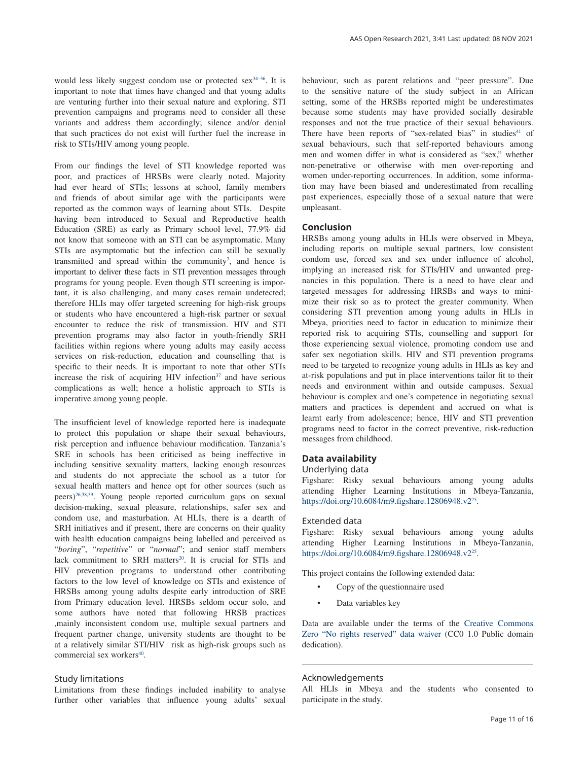would less likely suggest condom use or protected sex[34–36]. It is important to note that times have changed and that young adults are venturing further into their sexual nature and exploring. STI prevention campaigns and programs need to consider all these variants and address them accordingly; silence and/or denial that such practices do not exist will further fuel the increase in risk to STIs/HIV among young people.

From our findings the level of STI knowledge reported was poor, and practices of HRSBs were clearly noted. Majority had ever heard of STIs; lessons at school, family members and friends of about similar age with the participants were reported as the common ways of learning about STIs. Despite having been introduced to Sexual and Reproductive health Education (SRE) as early as Primary school level, 77.9% did not know that someone with an STI can be asymptomatic. Many STIs are asymptomatic but the infection can still be sexually transmitted and spread within the community[7], and hence is important to deliver these facts in STI prevention messages through programs for young people. Even though STI screening is important, it is also challenging, and many cases remain undetected; therefore HLIs may offer targeted screening for high-risk groups or students who have encountered a high-risk partner or sexual encounter to reduce the risk of transmission. HIV and STI prevention programs may also factor in youth-friendly SRH facilities within regions where young adults may easily access services on risk-reduction, education and counselling that is specific to their needs. It is important to note that other STIs increase the risk of acquiring HIV infection[37] and have serious complications as well; hence a holistic approach to STIs is imperative among young people.

The insufficient level of knowledge reported here is inadequate to protect this population or shape their sexual behaviours, risk perception and influence behaviour modification. Tanzania's SRE in schools has been criticised as being ineffective in including sensitive sexuality matters, lacking enough resources and students do not appreciate the school as a tutor for sexual health matters and hence opt for other sources (such as peers)[26,38,39]. Young people reported curriculum gaps on sexual decision-making, sexual pleasure, relationships, safer sex and condom use, and masturbation. At HLIs, there is a dearth of SRH initiatives and if present, there are concerns on their quality with health education campaigns being labelled and perceived as "*boring*", "*repetitive*" or "*normal*"; and senior staff members lack commitment to SRH matters[20]. It is crucial for STIs and HIV prevention programs to understand other contributing factors to the low level of knowledge on STIs and existence of HRSBs among young adults despite early introduction of SRE from Primary education level. HRSBs seldom occur solo, and some authors have noted that following HRSB practices ,mainly inconsistent condom use, multiple sexual partners and frequent partner change, university students are thought to be at a relatively similar STI/HIV risk as high-risk groups such as commercial sex workers[40].

### Study limitations

Limitations from these findings included inability to analyse further other variables that influence young adults' sexual behaviour, such as parent relations and "peer pressure". Due to the sensitive nature of the study subject in an African setting, some of the HRSBs reported might be underestimates because some students may have provided socially desirable responses and not the true practice of their sexual behaviours. There have been reports of "sex-related bias" in studies[41] of sexual behaviours, such that self-reported behaviours among men and women differ in what is considered as "sex," whether non-penetrative or otherwise with men over-reporting and women under-reporting occurrences. In addition, some information may have been biased and underestimated from recalling past experiences, especially those of a sexual nature that were unpleasant.

## Conclusion

HRSBs among young adults in HLIs were observed in Mbeya, including reports on multiple sexual partners, low consistent condom use, forced sex and sex under influence of alcohol, implying an increased risk for STIs/HIV and unwanted pregnancies in this population. There is a need to have clear and targeted messages for addressing HRSBs and ways to minimize their risk so as to protect the greater community. When considering STI prevention among young adults in HLIs in Mbeya, priorities need to factor in education to minimize their reported risk to acquiring STIs, counselling and support for those experiencing sexual violence, promoting condom use and safer sex negotiation skills. HIV and STI prevention programs need to be targeted to recognize young adults in HLIs as key and at-risk populations and put in place interventions tailor fit to their needs and environment within and outside campuses. Sexual behaviour is complex and one's competence in negotiating sexual matters and practices is dependent and accrued on what is learnt early from adolescence; hence, HIV and STI prevention programs need to factor in the correct preventive, risk-reduction messages from childhood.

## Data availability

### Underlying data

Figshare: Risky sexual behaviours among young adults attending Higher Learning Institutions in Mbeya-Tanzania, https://doi.org/10.6084/m9.figshare.12806948.v2[25].

### Extended data

Figshare: Risky sexual behaviours among young adults attending Higher Learning Institutions in Mbeya-Tanzania, https://doi.org/10.6084/m9.figshare.12806948.v2[25].

This project contains the following extended data:

- Copy of the questionnaire used
- Data variables key

Data are available under the terms of the Creative Commons Zero "No rights reserved" data waiver (CC0 1.0 Public domain dedication).

### Acknowledgements

All HLIs in Mbeya and the students who consented to participate in the study.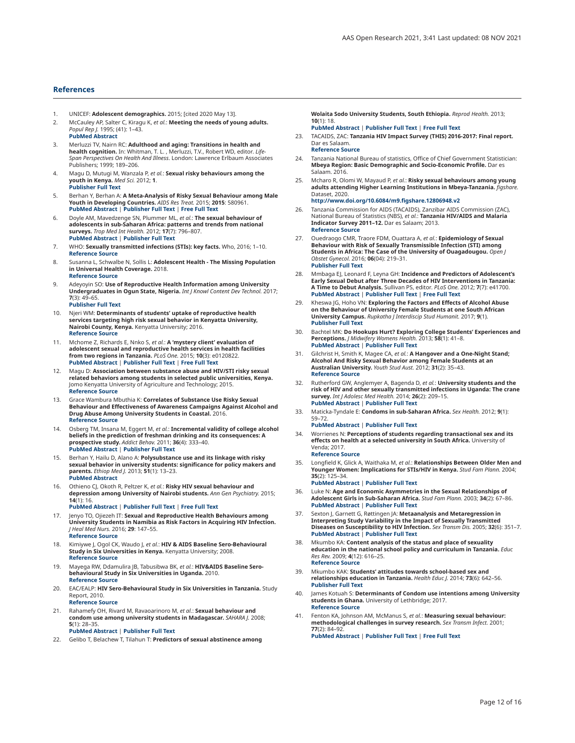## References

1. UNICEF: **Adolescent demographics.** 2015; [cited 2020 May 13].
2. McCauley AP, Salter C, Kiragu K, *et al.*: **Meeting the needs of young adults.** *Popul Rep J.* 1995; (41): 1–43.
   **PubMed Abstract**
3. Merluzzi TV, Nairn RC: **Adulthood and aging: Transitions in health and health cognition.** In: Whitman, T. L. , Merluzzi, T.V., Robert WD, editor. *Life-Span Perspectives On Health And Illness*. London: Lawrence Erlbaum Associates Publishers; 1999; 189–206.
4. Magu D, Mutugi M, Wanzala P, *et al.*: **Sexual risky behaviours among the youth in Kenya.** *Med Sci.* 2012; **1**.
   **Publisher Full Text**
5. Berhan Y, Berhan A: **A Meta-Analysis of Risky Sexual Behaviour among Male Youth in Developing Countries.** *AIDS Res Treat.* 2015; **2015**: 580961.
   **PubMed Abstract** | **Publisher Full Text** | **Free Full Text**
6. Doyle AM, Mavedzenge SN, Plummer ML, *et al.*: **The sexual behaviour of adolescents in sub-Saharan Africa: patterns and trends from national surveys.** *Trop Med Int Health.* 2012; **17**(7): 796–807.
   **PubMed Abstract** | **Publisher Full Text**
7. WHO: **Sexually transmitted infections (STIs): key facts.** Who, 2016; 1–10.
   **Reference Source**
8. Susanna L, Schwalbe N, Sollis L: **Adolescent Health - The Missing Population in Universal Health Coverage.** 2018.
   **Reference Source**
9. Adeyoyin SO: **Use of Reproductive Health Information among University Undergraduates in Ogun State, Nigeria.** *Int J Knowl Content Dev Technol.* 2017; **7**(3): 49–65.
   **Publisher Full Text**
10. Njeri WM: **Determinants of students' uptake of reproductive health services targeting high risk sexual behavior in Kenyatta University, Nairobi County, Kenya.** Kenyatta University; 2016.
    **Reference Source**
11. Mchome Z, Richards E, Nnko S, *et al.*: **A 'mystery client' evaluation of adolescent sexual and reproductive health services in health facilities from two regions in Tanzania.** *PLoS One.* 2015; **10**(3): e0120822.
    **PubMed Abstract** | **Publisher Full Text** | **Free Full Text**
12. Magu D: **Association between substance abuse and HIV/STI risky sexual related behaviors among students in selected public universities, Kenya.** Jomo Kenyatta University of Agriculture and Technology; 2015.
    **Reference Source**
13. Grace Wambura Mbuthia K: **Correlates of Substance Use Risky Sexual Behaviour and Effectiveness of Awareness Campaigns Against Alcohol and Drug Abuse Among University Students in Coastal.** 2016.
    **Reference Source**
14. Osberg TM, Insana M, Eggert M, *et al.*: **Incremental validity of college alcohol beliefs in the prediction of freshman drinking and its consequences: A prospective study.** *Addict Behav.* 2011; **36**(4): 333–40.
    **PubMed Abstract** | **Publisher Full Text**
15. Berhan Y, Hailu D, Alano A: **Polysubstance use and its linkage with risky sexual behavior in university students: significance for policy makers and parents.** *Ethiop Med J.* 2013; **51**(1): 13–23.
    **PubMed Abstract**
16. Othieno CJ, Okoth R, Peltzer K, *et al.*: **Risky HIV sexual behaviour and depression among University of Nairobi students.** *Ann Gen Psychiatry.* 2015; **14**(1): 16.
    **PubMed Abstract** | **Publisher Full Text** | **Free Full Text**
17. Jenyo TO, Ojiezeh IT: **Sexual and Reproductive Health Behaviours among University Students in Namibia as Risk Factors in Acquiring HIV Infection.** *J Heal Med Nurs.* 2016; **29**: 147–55.
    **Reference Source**
18. Kimiywe J, Ogol CK, Waudo J, *et al.*: **HIV & AIDS Baseline Sero-Behavioural Study in Six Universities in Kenya.** Kenyatta University; 2008.
    **Reference Source**
19. Mayega RW, Ddamulira JB, Tabusibwa BK, *et al.*: **HIV&AIDS Baseline Sero-behavioural Study in Six Universities in Uganda.** 2010.
    **Reference Source**
20. EAC/EALP: **HIV Sero-Behavioural Study in Six Universities in Tanzania.** Study Report, 2010.
    **Reference Source**
21. Rahamefy OH, Rivard M, Ravaoarinoro M, *et al.*: **Sexual behaviour and condom use among university students in Madagascar.** *SAHARA J.* 2008; **5**(1): 28–35.
    **PubMed Abstract** | **Publisher Full Text**
22. Gelibo T, Belachew T, Tilahun T: **Predictors of sexual abstinence among Wolaita Sodo University Students, South Ethiopia.** *Reprod Health.* 2013; **10**(1): 18.
    **PubMed Abstract** | **Publisher Full Text** | **Free Full Text**
23. TACAIDS, ZAC: **Tanzania HIV Impact Survey (THIS) 2016-2017: Final report.** Dar es Salaam.
    **Reference Source**
24. Tanzania National Bureau of statistics, Office of Chief Government Statistician: **Mbeya Region: Basic Demographic and Socio-Economic Profile.** Dar es Salaam. 2016.
25. Mcharo R, Olomi W, Mayaud P, *et al.*: **Risky sexual behaviours among young adults attending Higher Learning Institutions in Mbeya-Tanzania.** *figshare.* Dataset, 2020.
    **http://www.doi.org/10.6084/m9.figshare.12806948.v2**
26. Tanzania Commission for AIDS (TACAIDS), Zanzibar AIDS Commission (ZAC), National Bureau of Statistics (NBS), *et al.*: **Tanzania HIV/AIDS and Malaria Indicator Survey 2011–12.** Dar es Salaam; 2013.
    **Reference Source**
27. Ouedraogo CMR, Traore FDM, Ouattara A, *et al.*: **Epidemiology of Sexual Behaviour with Risk of Sexually Transmissible Infection (STI) among Students in Africa: The Case of the University of Ouagadougou.** *Open J Obstet Gynecol.* 2016; **06**(04): 219–31.
    **Publisher Full Text**
28. Mmbaga EJ, Leonard F, Leyna GH: **Incidence and Predictors of Adolescent's Early Sexual Debut after Three Decades of HIV Interventions in Tanzania: A Time to Debut Analysis.** Sullivan PS, editor. *PLoS One.* 2012; **7**(7): e41700.
    **PubMed Abstract** | **Publisher Full Text** | **Free Full Text**
29. Kheswa JG, Hoho VN: **Exploring the Factors and Effects of Alcohol Abuse on the Behaviour of University Female Students at one South African University Campus.** *Rupkatha J Interdiscip Stud Humanit.* 2017; **9**(1).
    **Publisher Full Text**
30. Bachtel MK: **Do Hookups Hurt? Exploring College Students' Experiences and Perceptions.** *J Midwifery Womens Health.* 2013; **58**(1): 41–8.
    **PubMed Abstract** | **Publisher Full Text**
31. Gilchrist H, Smith K, Magee CA, *et al.*: **A Hangover and a One-Night Stand; Alcohol And Risky Sexual Behavior among Female Students at an Australian University.** *Youth Stud Aust.* 2012; **31**(2): 35–43.
    **Reference Source**
32. Rutherford GW, Anglemyer A, Bagenda D, *et al.*: **University students and the risk of HIV and other sexually transmitted infections in Uganda: The crane survey.** *Int J Adolesc Med Health.* 2014; **26**(2): 209–15.
    **PubMed Abstract** | **Publisher Full Text**
33. Maticka-Tyndale E: **Condoms in sub-Saharan Africa.** *Sex Health.* 2012; **9**(1): 59–72.
    **PubMed Abstract** | **Publisher Full Text**
34. Worrienes N: **Perceptions of students regarding transactional sex and its effects on health at a selected university in South Africa.** University of Venda; 2017.
    **Reference Source**
35. Longfield K, Glick A, Waithaka M, *et al.*: **Relationships Between Older Men and Younger Women: Implications for STIs/HIV in Kenya.** *Stud Fam Plann.* 2004; **35**(2): 125–34.
    **PubMed Abstract** | **Publisher Full Text**
36. Luke N: **Age and Economic Asymmetries in the Sexual Relationships of Adolescent Girls in Sub-Saharan Africa.** *Stud Fam Plann.* 2003; **34**(2): 67–86.
    **PubMed Abstract** | **Publisher Full Text**
37. Sexton J, Garnett G, Røttingen JA: **Metaanalysis and Metaregression in Interpreting Study Variability in the Impact of Sexually Transmitted Diseases on Susceptibility to HIV Infection.** *Sex Transm Dis.* 2005; **32**(6): 351–7.
    **PubMed Abstract** | **Publisher Full Text**
38. Mkumbo KA: **Content analysis of the status and place of sexuality education in the national school policy and curriculum in Tanzania.** *Educ Res Rev.* 2009; **4**(12): 616–25.
    **Reference Source**
39. Mkumbo KAK: **Students' attitudes towards school-based sex and relationships education in Tanzania.** *Health Educ J.* 2014; **73**(6): 642–56.
    **Publisher Full Text**
40. James Kotuah S: **Determinants of Condom use intentions among University students in Ghana.** University of Lethbridge; 2017.
    **Reference Source**
41. Fenton KA, Johnson AM, McManus S, *et al.*: **Measuring sexual behaviour: methodological challenges in survey research.** *Sex Transm Infect.* 2001; **77**(2): 84–92.
    **PubMed Abstract** | **Publisher Full Text** | **Free Full Text**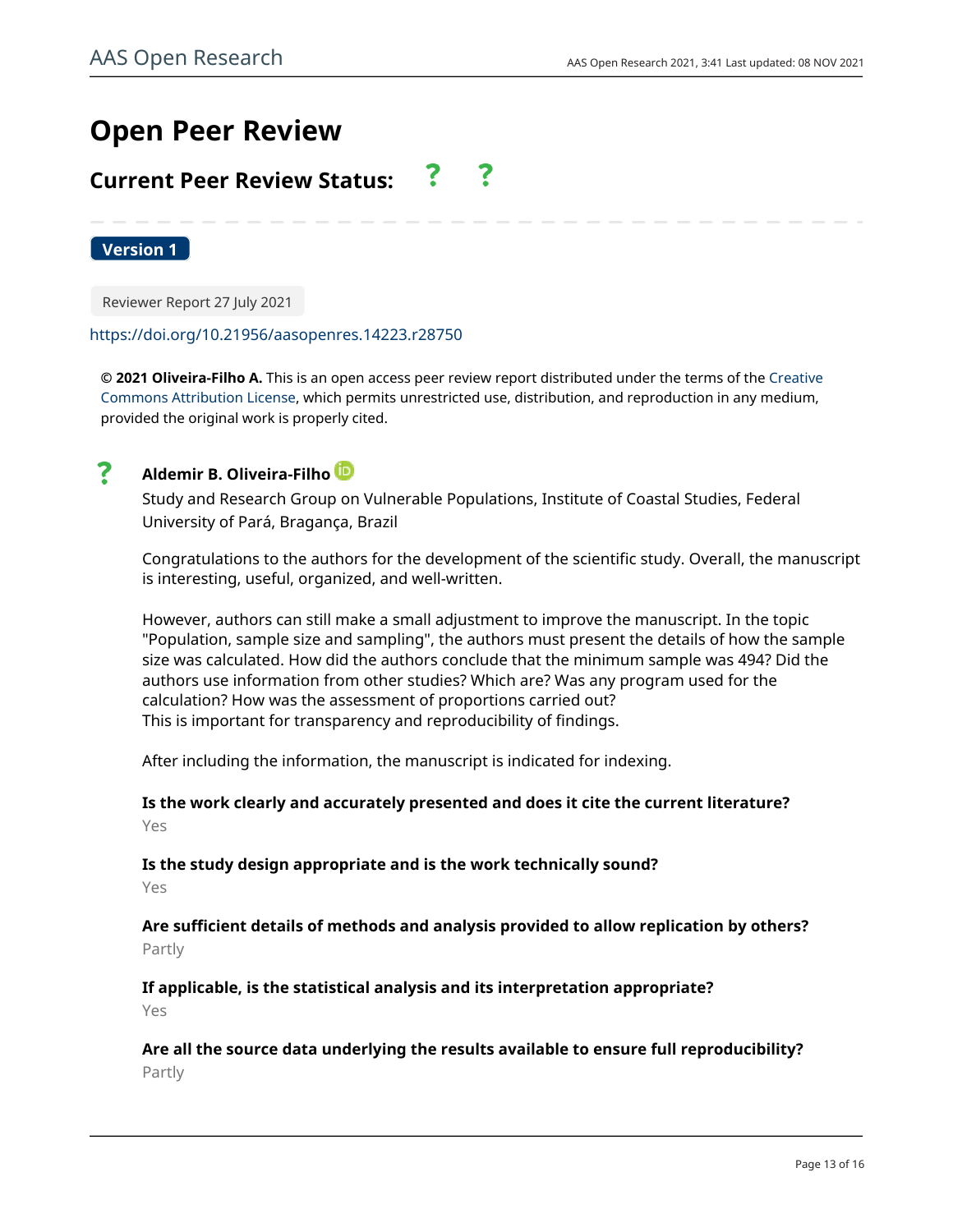# Open Peer Review

## Current Peer Review Status: ? ?

**Version 1**

Reviewer Report 27 July 2021

https://doi.org/10.21956/aasopenres.14223.r28750

**© 2021 Oliveira-Filho A.** This is an open access peer review report distributed under the terms of the Creative Commons Attribution License, which permits unrestricted use, distribution, and reproduction in any medium, provided the original work is properly cited.

? **Aldemir B. Oliveira-Filho**

Study and Research Group on Vulnerable Populations, Institute of Coastal Studies, Federal University of Pará, Bragança, Brazil

Congratulations to the authors for the development of the scientific study. Overall, the manuscript is interesting, useful, organized, and well-written.

However, authors can still make a small adjustment to improve the manuscript. In the topic "Population, sample size and sampling", the authors must present the details of how the sample size was calculated. How did the authors conclude that the minimum sample was 494? Did the authors use information from other studies? Which are? Was any program used for the calculation? How was the assessment of proportions carried out?
This is important for transparency and reproducibility of findings.

After including the information, the manuscript is indicated for indexing.

**Is the work clearly and accurately presented and does it cite the current literature?**
Yes

**Is the study design appropriate and is the work technically sound?**
Yes

**Are sufficient details of methods and analysis provided to allow replication by others?**
Partly

**If applicable, is the statistical analysis and its interpretation appropriate?**
Yes

**Are all the source data underlying the results available to ensure full reproducibility?**
Partly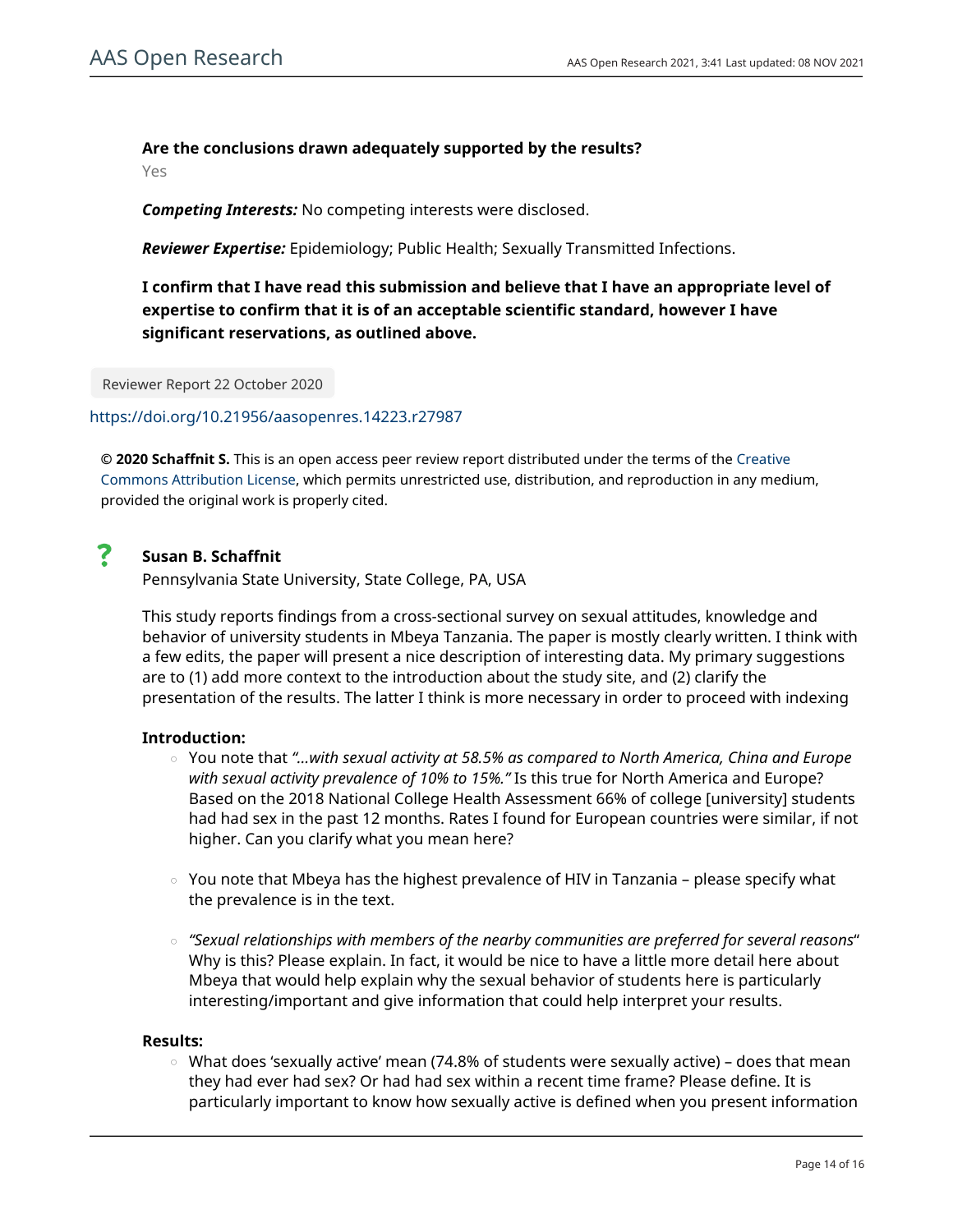**Are the conclusions drawn adequately supported by the results?**

Yes

***Competing Interests:*** No competing interests were disclosed.

***Reviewer Expertise:*** Epidemiology; Public Health; Sexually Transmitted Infections.

**I confirm that I have read this submission and believe that I have an appropriate level of expertise to confirm that it is of an acceptable scientific standard, however I have significant reservations, as outlined above.**

Reviewer Report 22 October 2020

https://doi.org/10.21956/aasopenres.14223.r27987

**© 2020 Schaffnit S.** This is an open access peer review report distributed under the terms of the Creative Commons Attribution License, which permits unrestricted use, distribution, and reproduction in any medium, provided the original work is properly cited.

? **Susan B. Schaffnit**

Pennsylvania State University, State College, PA, USA

This study reports findings from a cross-sectional survey on sexual attitudes, knowledge and behavior of university students in Mbeya Tanzania. The paper is mostly clearly written. I think with a few edits, the paper will present a nice description of interesting data. My primary suggestions are to (1) add more context to the introduction about the study site, and (2) clarify the presentation of the results. The latter I think is more necessary in order to proceed with indexing

**Introduction:**

- You note that *"...with sexual activity at 58.5% as compared to North America, China and Europe with sexual activity prevalence of 10% to 15%."* Is this true for North America and Europe? Based on the 2018 National College Health Assessment 66% of college [university] students had had sex in the past 12 months. Rates I found for European countries were similar, if not higher. Can you clarify what you mean here?

- You note that Mbeya has the highest prevalence of HIV in Tanzania – please specify what the prevalence is in the text.

- *"Sexual relationships with members of the nearby communities are preferred for several reasons"* Why is this? Please explain. In fact, it would be nice to have a little more detail here about Mbeya that would help explain why the sexual behavior of students here is particularly interesting/important and give information that could help interpret your results.

**Results:**

- What does 'sexually active' mean (74.8% of students were sexually active) – does that mean they had ever had sex? Or had had sex within a recent time frame? Please define. It is particularly important to know how sexually active is defined when you present information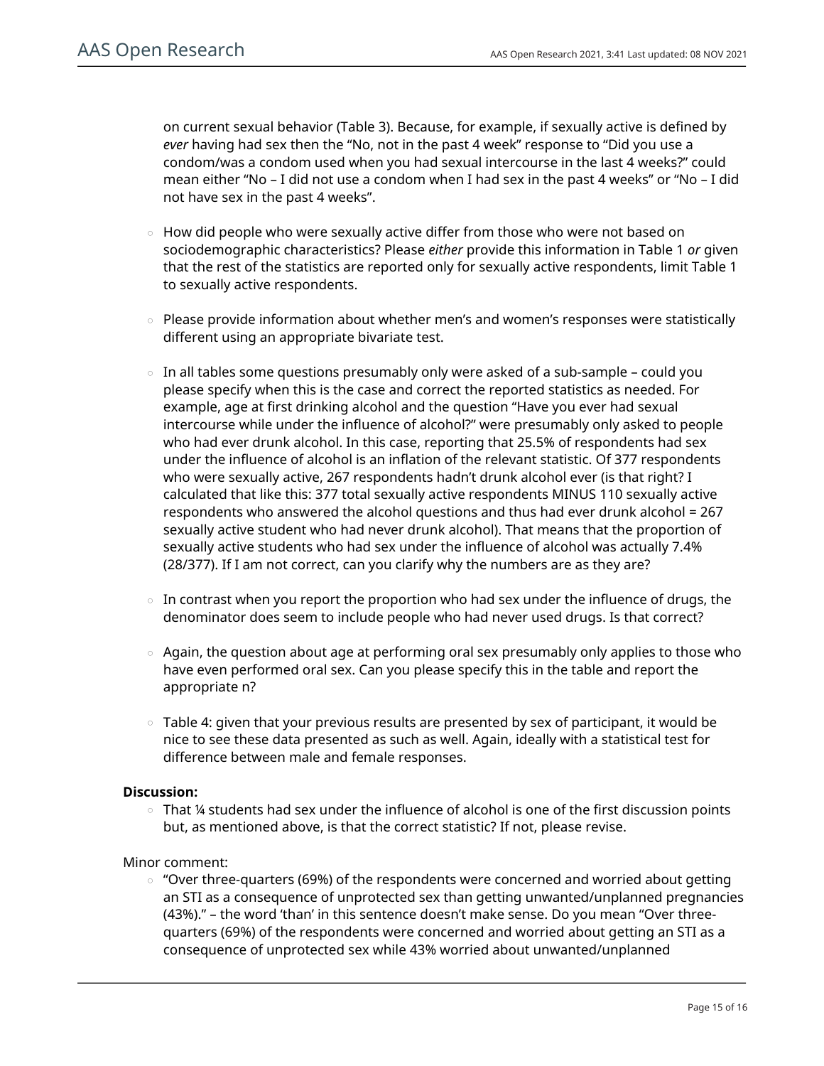on current sexual behavior (Table 3). Because, for example, if sexually active is defined by *ever* having had sex then the "No, not in the past 4 week" response to "Did you use a condom/was a condom used when you had sexual intercourse in the last 4 weeks?" could mean either "No – I did not use a condom when I had sex in the past 4 weeks" or "No – I did not have sex in the past 4 weeks".

- How did people who were sexually active differ from those who were not based on sociodemographic characteristics? Please *either* provide this information in Table 1 *or* given that the rest of the statistics are reported only for sexually active respondents, limit Table 1 to sexually active respondents.

- Please provide information about whether men's and women's responses were statistically different using an appropriate bivariate test.

- In all tables some questions presumably only were asked of a sub-sample – could you please specify when this is the case and correct the reported statistics as needed. For example, age at first drinking alcohol and the question "Have you ever had sexual intercourse while under the influence of alcohol?" were presumably only asked to people who had ever drunk alcohol. In this case, reporting that 25.5% of respondents had sex under the influence of alcohol is an inflation of the relevant statistic. Of 377 respondents who were sexually active, 267 respondents hadn't drunk alcohol ever (is that right? I calculated that like this: 377 total sexually active respondents MINUS 110 sexually active respondents who answered the alcohol questions and thus had ever drunk alcohol = 267 sexually active student who had never drunk alcohol). That means that the proportion of sexually active students who had sex under the influence of alcohol was actually 7.4% (28/377). If I am not correct, can you clarify why the numbers are as they are?

- In contrast when you report the proportion who had sex under the influence of drugs, the denominator does seem to include people who had never used drugs. Is that correct?

- Again, the question about age at performing oral sex presumably only applies to those who have even performed oral sex. Can you please specify this in the table and report the appropriate n?

- Table 4: given that your previous results are presented by sex of participant, it would be nice to see these data presented as such as well. Again, ideally with a statistical test for difference between male and female responses.

**Discussion:**

- That ¼ students had sex under the influence of alcohol is one of the first discussion points but, as mentioned above, is that the correct statistic? If not, please revise.

Minor comment:

- "Over three-quarters (69%) of the respondents were concerned and worried about getting an STI as a consequence of unprotected sex than getting unwanted/unplanned pregnancies (43%)." – the word 'than' in this sentence doesn't make sense. Do you mean "Over three-quarters (69%) of the respondents were concerned and worried about getting an STI as a consequence of unprotected sex while 43% worried about unwanted/unplanned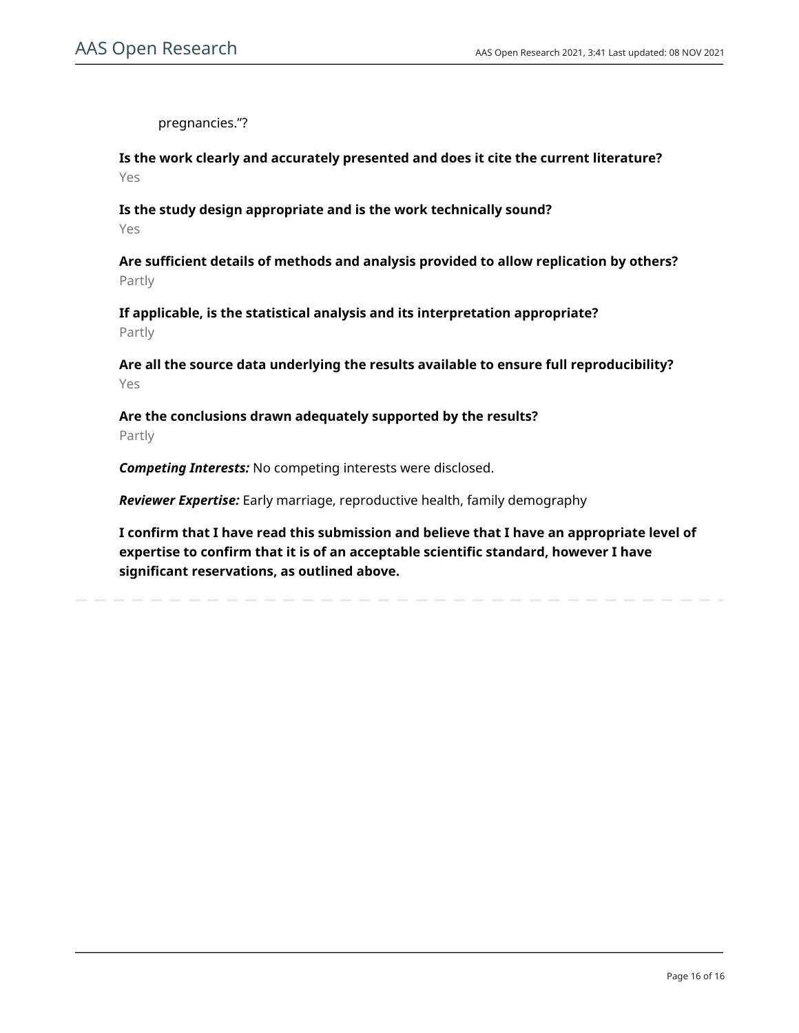pregnancies."?

**Is the work clearly and accurately presented and does it cite the current literature?**
Yes

**Is the study design appropriate and is the work technically sound?**
Yes

**Are sufficient details of methods and analysis provided to allow replication by others?**
Partly

**If applicable, is the statistical analysis and its interpretation appropriate?**
Partly

**Are all the source data underlying the results available to ensure full reproducibility?**
Yes

**Are the conclusions drawn adequately supported by the results?**
Partly

***Competing Interests:*** No competing interests were disclosed.

***Reviewer Expertise:*** Early marriage, reproductive health, family demography

**I confirm that I have read this submission and believe that I have an appropriate level of expertise to confirm that it is of an acceptable scientific standard, however I have significant reservations, as outlined above.**